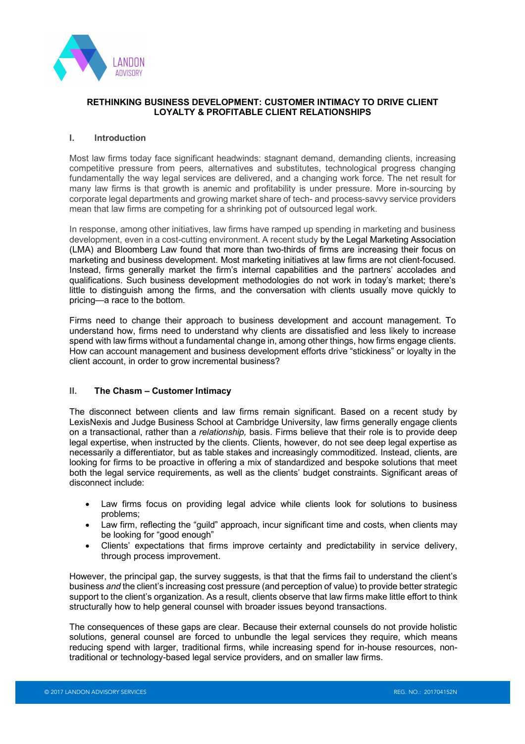**RETHINKING BUSINESS DEVELOPMENT: CUSTOMER INTIMACY TO DRIVE CLIENT LOYALTY & PROFITABLE CLIENT RELATIONSHIPS**

## I. Introduction

Most law firms today face significant headwinds: stagnant demand, demanding clients, increasing competitive pressure from peers, alternatives and substitutes, technological progress changing fundamentally the way legal services are delivered, and a changing work force. The net result for many law firms is that growth is anemic and profitability is under pressure. More in-sourcing by corporate legal departments and growing market share of tech- and process-savvy service providers mean that law firms are competing for a shrinking pot of outsourced legal work.

In response, among other initiatives, law firms have ramped up spending in marketing and business development, even in a cost-cutting environment. A recent study by the Legal Marketing Association (LMA) and Bloomberg Law found that more than two-thirds of firms are increasing their focus on marketing and business development. Most marketing initiatives at law firms are not client-focused. Instead, firms generally market the firm's internal capabilities and the partners' accolades and qualifications. Such business development methodologies do not work in today's market; there's little to distinguish among the firms, and the conversation with clients usually move quickly to pricing—a race to the bottom.

Firms need to change their approach to business development and account management. To understand how, firms need to understand why clients are dissatisfied and less likely to increase spend with law firms without a fundamental change in, among other things, how firms engage clients. How can account management and business development efforts drive "stickiness" or loyalty in the client account, in order to grow incremental business?

## II. The Chasm – Customer Intimacy

The disconnect between clients and law firms remain significant. Based on a recent study by LexisNexis and Judge Business School at Cambridge University, law firms generally engage clients on a transactional, rather than a *relationship,* basis. Firms believe that their role is to provide deep legal expertise, when instructed by the clients. Clients, however, do not see deep legal expertise as necessarily a differentiator, but as table stakes and increasingly commoditized. Instead, clients, are looking for firms to be proactive in offering a mix of standardized and bespoke solutions that meet both the legal service requirements, as well as the clients' budget constraints. Significant areas of disconnect include:

- Law firms focus on providing legal advice while clients look for solutions to business problems;
- Law firm, reflecting the "guild" approach, incur significant time and costs, when clients may be looking for "good enough"
- Clients' expectations that firms improve certainty and predictability in service delivery, through process improvement.

However, the principal gap, the survey suggests, is that that the firms fail to understand the client's business *and* the client's increasing cost pressure (and perception of value) to provide better strategic support to the client's organization. As a result, clients observe that law firms make little effort to think structurally how to help general counsel with broader issues beyond transactions.

The consequences of these gaps are clear. Because their external counsels do not provide holistic solutions, general counsel are forced to unbundle the legal services they require, which means reducing spend with larger, traditional firms, while increasing spend for in-house resources, non-traditional or technology-based legal service providers, and on smaller law firms.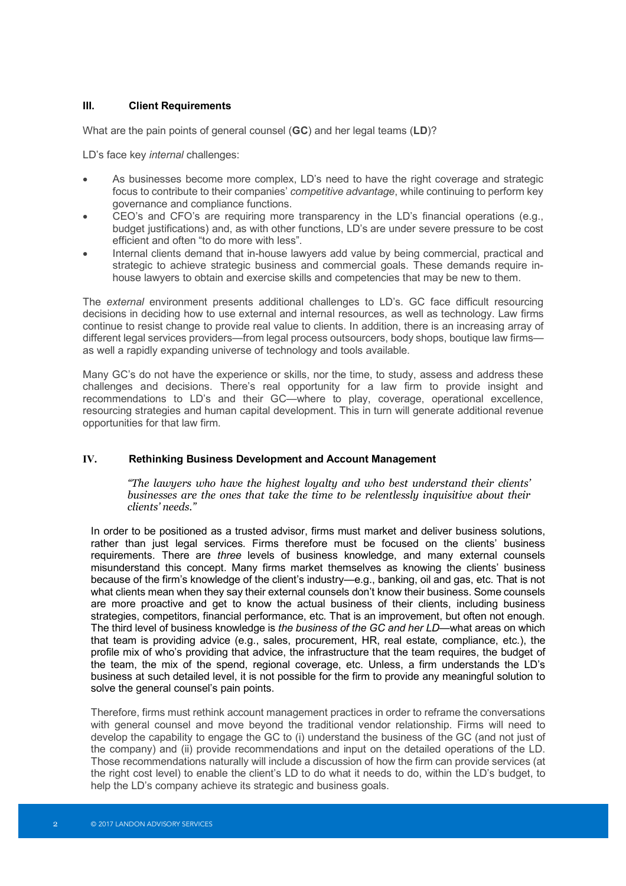## III. Client Requirements

What are the pain points of general counsel (**GC**) and her legal teams (**LD**)?

LD's face key *internal* challenges:

- As businesses become more complex, LD's need to have the right coverage and strategic focus to contribute to their companies' *competitive advantage*, while continuing to perform key governance and compliance functions.
- CEO's and CFO's are requiring more transparency in the LD's financial operations (e.g., budget justifications) and, as with other functions, LD's are under severe pressure to be cost efficient and often "to do more with less".
- Internal clients demand that in-house lawyers add value by being commercial, practical and strategic to achieve strategic business and commercial goals. These demands require in-house lawyers to obtain and exercise skills and competencies that may be new to them.

The *external* environment presents additional challenges to LD's. GC face difficult resourcing decisions in deciding how to use external and internal resources, as well as technology. Law firms continue to resist change to provide real value to clients. In addition, there is an increasing array of different legal services providers—from legal process outsourcers, body shops, boutique law firms—as well a rapidly expanding universe of technology and tools available.

Many GC's do not have the experience or skills, nor the time, to study, assess and address these challenges and decisions. There's real opportunity for a law firm to provide insight and recommendations to LD's and their GC—where to play, coverage, operational excellence, resourcing strategies and human capital development. This in turn will generate additional revenue opportunities for that law firm.

## IV. Rethinking Business Development and Account Management

> *"The lawyers who have the highest loyalty and who best understand their clients' businesses are the ones that take the time to be relentlessly inquisitive about their clients' needs."*

In order to be positioned as a trusted advisor, firms must market and deliver business solutions, rather than just legal services. Firms therefore must be focused on the clients' business requirements. There are *three* levels of business knowledge, and many external counsels misunderstand this concept. Many firms market themselves as knowing the clients' business because of the firm's knowledge of the client's industry—e.g., banking, oil and gas, etc. That is not what clients mean when they say their external counsels don't know their business. Some counsels are more proactive and get to know the actual business of their clients, including business strategies, competitors, financial performance, etc. That is an improvement, but often not enough. The third level of business knowledge is *the business of the GC and her LD*—what areas on which that team is providing advice (e.g., sales, procurement, HR, real estate, compliance, etc.), the profile mix of who's providing that advice, the infrastructure that the team requires, the budget of the team, the mix of the spend, regional coverage, etc. Unless, a firm understands the LD's business at such detailed level, it is not possible for the firm to provide any meaningful solution to solve the general counsel's pain points.

Therefore, firms must rethink account management practices in order to reframe the conversations with general counsel and move beyond the traditional vendor relationship. Firms will need to develop the capability to engage the GC to (i) understand the business of the GC (and not just of the company) and (ii) provide recommendations and input on the detailed operations of the LD. Those recommendations naturally will include a discussion of how the firm can provide services (at the right cost level) to enable the client's LD to do what it needs to do, within the LD's budget, to help the LD's company achieve its strategic and business goals.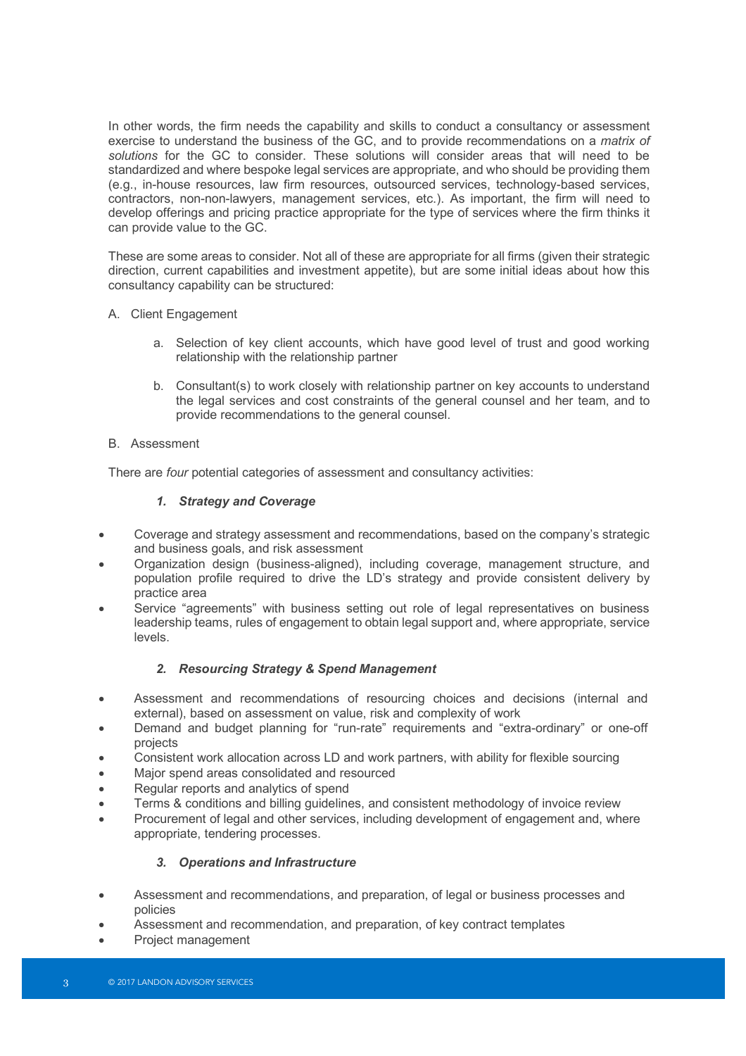In other words, the firm needs the capability and skills to conduct a consultancy or assessment exercise to understand the business of the GC, and to provide recommendations on a *matrix of solutions* for the GC to consider. These solutions will consider areas that will need to be standardized and where bespoke legal services are appropriate, and who should be providing them (e.g., in-house resources, law firm resources, outsourced services, technology-based services, contractors, non-non-lawyers, management services, etc.). As important, the firm will need to develop offerings and pricing practice appropriate for the type of services where the firm thinks it can provide value to the GC.

These are some areas to consider. Not all of these are appropriate for all firms (given their strategic direction, current capabilities and investment appetite), but are some initial ideas about how this consultancy capability can be structured:

A. Client Engagement

   a. Selection of key client accounts, which have good level of trust and good working relationship with the relationship partner

   b. Consultant(s) to work closely with relationship partner on key accounts to understand the legal services and cost constraints of the general counsel and her team, and to provide recommendations to the general counsel.

B. Assessment

There are *four* potential categories of assessment and consultancy activities:

***1. Strategy and Coverage***

- Coverage and strategy assessment and recommendations, based on the company's strategic and business goals, and risk assessment
- Organization design (business-aligned), including coverage, management structure, and population profile required to drive the LD's strategy and provide consistent delivery by practice area
- Service "agreements" with business setting out role of legal representatives on business leadership teams, rules of engagement to obtain legal support and, where appropriate, service levels.

***2. Resourcing Strategy & Spend Management***

- Assessment and recommendations of resourcing choices and decisions (internal and external), based on assessment on value, risk and complexity of work
- Demand and budget planning for "run-rate" requirements and "extra-ordinary" or one-off projects
- Consistent work allocation across LD and work partners, with ability for flexible sourcing
- Major spend areas consolidated and resourced
- Regular reports and analytics of spend
- Terms & conditions and billing guidelines, and consistent methodology of invoice review
- Procurement of legal and other services, including development of engagement and, where appropriate, tendering processes.

***3. Operations and Infrastructure***

- Assessment and recommendations, and preparation, of legal or business processes and policies
- Assessment and recommendation, and preparation, of key contract templates
- Project management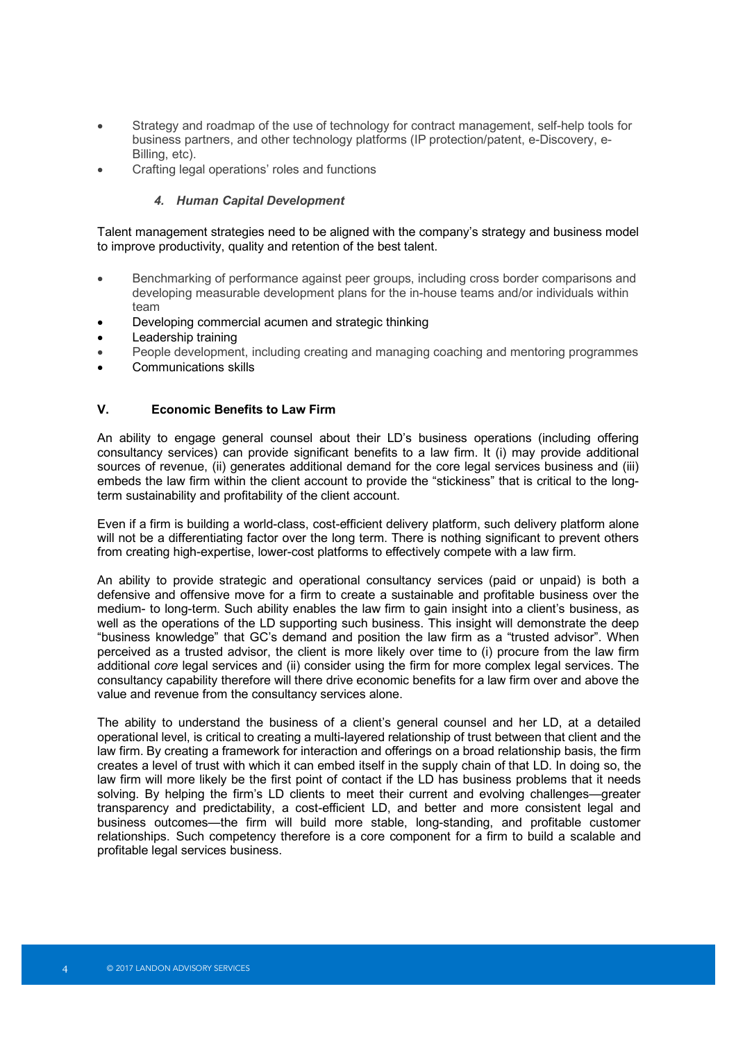- Strategy and roadmap of the use of technology for contract management, self-help tools for business partners, and other technology platforms (IP protection/patent, e-Discovery, e-Billing, etc).
- Crafting legal operations' roles and functions

#### *4. Human Capital Development*

Talent management strategies need to be aligned with the company's strategy and business model to improve productivity, quality and retention of the best talent.

- Benchmarking of performance against peer groups, including cross border comparisons and developing measurable development plans for the in-house teams and/or individuals within team
- Developing commercial acumen and strategic thinking
- Leadership training
- People development, including creating and managing coaching and mentoring programmes
- Communications skills

## V. Economic Benefits to Law Firm

An ability to engage general counsel about their LD's business operations (including offering consultancy services) can provide significant benefits to a law firm. It (i) may provide additional sources of revenue, (ii) generates additional demand for the core legal services business and (iii) embeds the law firm within the client account to provide the "stickiness" that is critical to the long-term sustainability and profitability of the client account.

Even if a firm is building a world-class, cost-efficient delivery platform, such delivery platform alone will not be a differentiating factor over the long term. There is nothing significant to prevent others from creating high-expertise, lower-cost platforms to effectively compete with a law firm.

An ability to provide strategic and operational consultancy services (paid or unpaid) is both a defensive and offensive move for a firm to create a sustainable and profitable business over the medium- to long-term. Such ability enables the law firm to gain insight into a client's business, as well as the operations of the LD supporting such business. This insight will demonstrate the deep "business knowledge" that GC's demand and position the law firm as a "trusted advisor". When perceived as a trusted advisor, the client is more likely over time to (i) procure from the law firm additional *core* legal services and (ii) consider using the firm for more complex legal services. The consultancy capability therefore will there drive economic benefits for a law firm over and above the value and revenue from the consultancy services alone.

The ability to understand the business of a client's general counsel and her LD, at a detailed operational level, is critical to creating a multi-layered relationship of trust between that client and the law firm. By creating a framework for interaction and offerings on a broad relationship basis, the firm creates a level of trust with which it can embed itself in the supply chain of that LD. In doing so, the law firm will more likely be the first point of contact if the LD has business problems that it needs solving. By helping the firm's LD clients to meet their current and evolving challenges—greater transparency and predictability, a cost-efficient LD, and better and more consistent legal and business outcomes—the firm will build more stable, long-standing, and profitable customer relationships. Such competency therefore is a core component for a firm to build a scalable and profitable legal services business.

© 2017 LANDON ADVISORY SERVICES